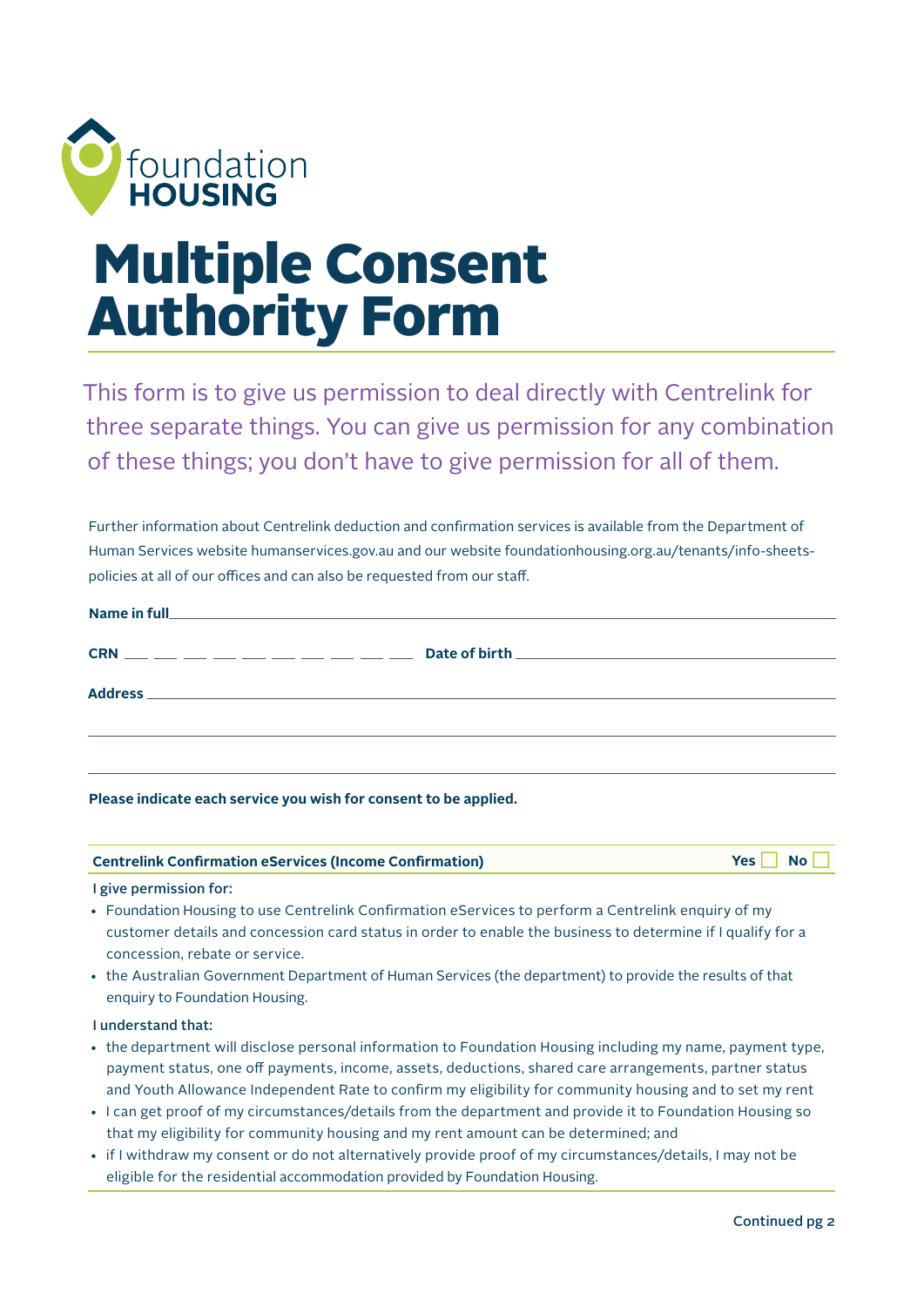foundation **HOUSING**

# Multiple Consent Authority Form

This form is to give us permission to deal directly with Centrelink for three separate things. You can give us permission for any combination of these things; you don't have to give permission for all of them.

Further information about Centrelink deduction and confirmation services is available from the Department of Human Services website humanservices.gov.au and our website foundationhousing.org.au/tenants/info-sheets-policies at all of our offices and can also be requested from our staff.

**Name in full** \_\_\_\_\_\_\_\_\_\_\_\_\_\_\_\_\_\_\_\_\_\_\_\_\_\_\_\_\_\_\_\_\_\_\_\_\_\_\_\_

**CRN** \_\_ \_\_ \_\_ \_\_ \_\_ \_\_ \_\_ \_\_ \_\_ \_\_ **Date of birth** \_\_\_\_\_\_\_\_\_\_\_\_\_\_\_\_\_\_\_\_

**Address** \_\_\_\_\_\_\_\_\_\_\_\_\_\_\_\_\_\_\_\_\_\_\_\_\_\_\_\_\_\_\_\_\_\_\_\_\_\_\_\_

\_\_\_\_\_\_\_\_\_\_\_\_\_\_\_\_\_\_\_\_\_\_\_\_\_\_\_\_\_\_\_\_\_\_\_\_\_\_\_\_

\_\_\_\_\_\_\_\_\_\_\_\_\_\_\_\_\_\_\_\_\_\_\_\_\_\_\_\_\_\_\_\_\_\_\_\_\_\_\_\_

**Please indicate each service you wish for consent to be applied.**

**Centrelink Confirmation eServices (Income Confirmation)** **Yes** ☐ **No** ☐

I give permission for:

- Foundation Housing to use Centrelink Confirmation eServices to perform a Centrelink enquiry of my customer details and concession card status in order to enable the business to determine if I qualify for a concession, rebate or service.
- the Australian Government Department of Human Services (the department) to provide the results of that enquiry to Foundation Housing.

I understand that:

- the department will disclose personal information to Foundation Housing including my name, payment type, payment status, one off payments, income, assets, deductions, shared care arrangements, partner status and Youth Allowance Independent Rate to confirm my eligibility for community housing and to set my rent
- I can get proof of my circumstances/details from the department and provide it to Foundation Housing so that my eligibility for community housing and my rent amount can be determined; and
- if I withdraw my consent or do not alternatively provide proof of my circumstances/details, I may not be eligible for the residential accommodation provided by Foundation Housing.

Continued pg 2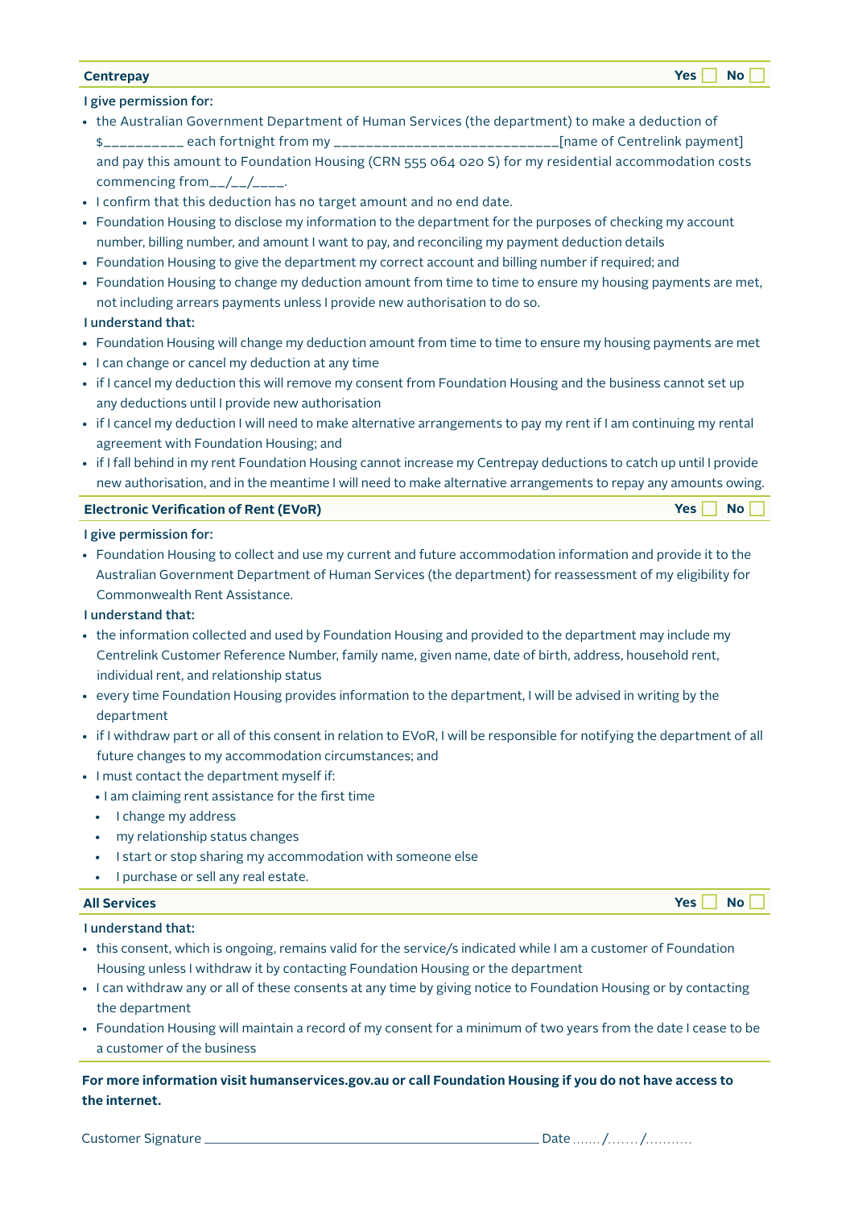**Centrepay** Yes ☐ No ☐

**I give permission for:**

- the Australian Government Department of Human Services (the department) to make a deduction of $__________ each fortnight from my ____________________________[name of Centrelink payment] and pay this amount to Foundation Housing (CRN 555 064 020 S) for my residential accommodation costs commencing from__/__/____.
- I confirm that this deduction has no target amount and no end date.
- Foundation Housing to disclose my information to the department for the purposes of checking my account number, billing number, and amount I want to pay, and reconciling my payment deduction details
- Foundation Housing to give the department my correct account and billing number if required; and
- Foundation Housing to change my deduction amount from time to time to ensure my housing payments are met, not including arrears payments unless I provide new authorisation to do so.

**I understand that:**

- Foundation Housing will change my deduction amount from time to time to ensure my housing payments are met
- I can change or cancel my deduction at any time
- if I cancel my deduction this will remove my consent from Foundation Housing and the business cannot set up any deductions until I provide new authorisation
- if I cancel my deduction I will need to make alternative arrangements to pay my rent if I am continuing my rental agreement with Foundation Housing; and
- if I fall behind in my rent Foundation Housing cannot increase my Centrepay deductions to catch up until I provide new authorisation, and in the meantime I will need to make alternative arrangements to repay any amounts owing.

**Electronic Verification of Rent (EVoR)** Yes ☐ No ☐

**I give permission for:**

- Foundation Housing to collect and use my current and future accommodation information and provide it to the Australian Government Department of Human Services (the department) for reassessment of my eligibility for Commonwealth Rent Assistance.

**I understand that:**

- the information collected and used by Foundation Housing and provided to the department may include my Centrelink Customer Reference Number, family name, given name, date of birth, address, household rent, individual rent, and relationship status
- every time Foundation Housing provides information to the department, I will be advised in writing by the department
- if I withdraw part or all of this consent in relation to EVoR, I will be responsible for notifying the department of all future changes to my accommodation circumstances; and
- I must contact the department myself if:
  - I am claiming rent assistance for the first time
  - I change my address
  - my relationship status changes
  - I start or stop sharing my accommodation with someone else
  - I purchase or sell any real estate.

**All Services** Yes ☐ No ☐

**I understand that:**

- this consent, which is ongoing, remains valid for the service/s indicated while I am a customer of Foundation Housing unless I withdraw it by contacting Foundation Housing or the department
- I can withdraw any or all of these consents at any time by giving notice to Foundation Housing or by contacting the department
- Foundation Housing will maintain a record of my consent for a minimum of two years from the date I cease to be a customer of the business

**For more information visit humanservices.gov.au or call Foundation Housing if you do not have access to the internet.**

Customer Signature ________________________________________ Date ......./......./..........